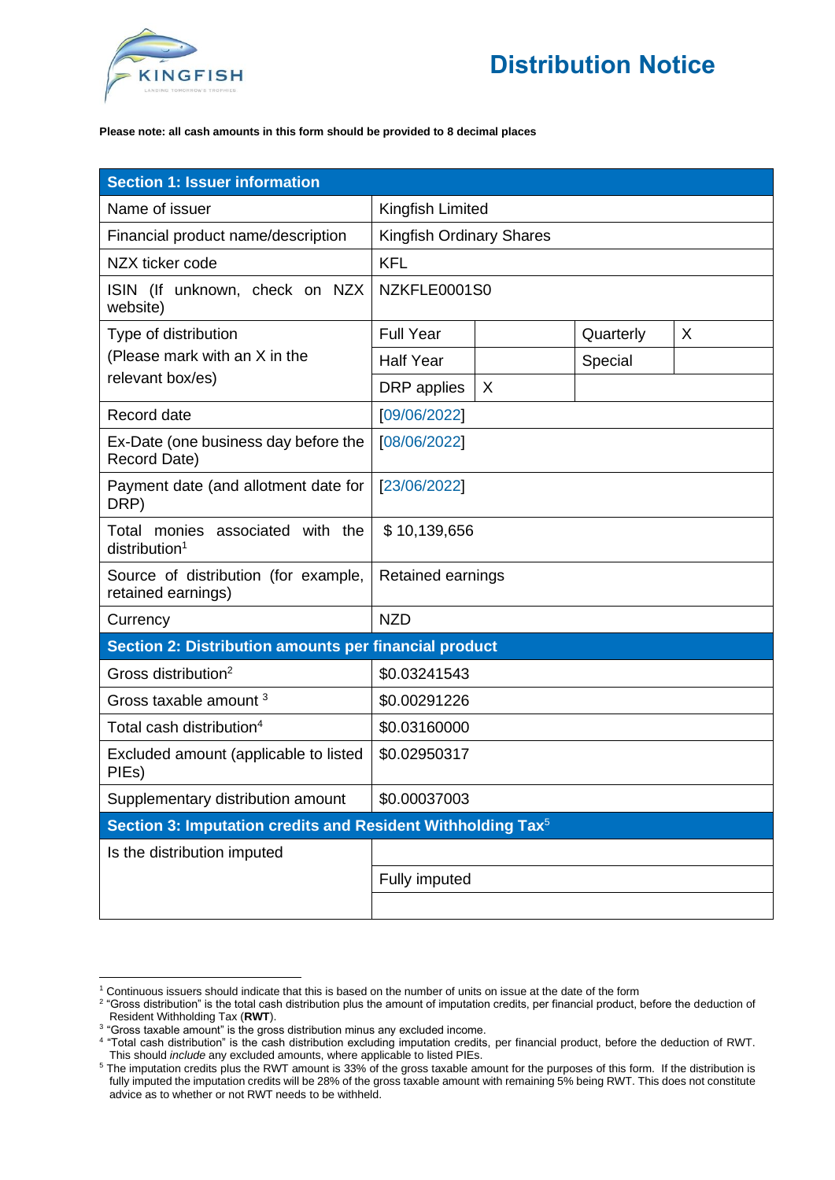KINGFISH

LANDING TOMORROW'S TROPHIES

# Distribution Notice

**Please note: all cash amounts in this form should be provided to 8 decimal places**

| **Section 1: Issuer information** | | | | |
|---|---|---|---|---|
| Name of issuer | Kingfish Limited | | | |
| Financial product name/description | Kingfish Ordinary Shares | | | |
| NZX ticker code | KFL | | | |
| ISIN (If unknown, check on NZX website) | NZKFLE0001S0 | | | |
| Type of distribution (Please mark with an X in the relevant box/es) | Full Year | | Quarterly | X |
| | Half Year | | Special | |
| | DRP applies | X | | |
| Record date | [09/06/2022] | | | |
| Ex-Date (one business day before the Record Date) | [08/06/2022] | | | |
| Payment date (and allotment date for DRP) | [23/06/2022] | | | |
| Total monies associated with the distribution[1] | $ 10,139,656 | | | |
| Source of distribution (for example, retained earnings) | Retained earnings | | | |
| Currency | NZD | | | |
| **Section 2: Distribution amounts per financial product** | | | | |
| Gross distribution[2] | $0.03241543 | | | |
| Gross taxable amount [3] | $0.00291226 | | | |
| Total cash distribution[4] | $0.03160000 | | | |
| Excluded amount (applicable to listed PIEs) | $0.02950317 | | | |
| Supplementary distribution amount | $0.00037003 | | | |
| **Section 3: Imputation credits and Resident Withholding Tax[5]** | | | | |
| Is the distribution imputed | | | | |
| | Fully imputed | | | |
| | | | | |

[1] Continuous issuers should indicate that this is based on the number of units on issue at the date of the form

[2] "Gross distribution" is the total cash distribution plus the amount of imputation credits, per financial product, before the deduction of Resident Withholding Tax (**RWT**).

[3] "Gross taxable amount" is the gross distribution minus any excluded income.

[4] "Total cash distribution" is the cash distribution excluding imputation credits, per financial product, before the deduction of RWT. This should *include* any excluded amounts, where applicable to listed PIEs.

[5] The imputation credits plus the RWT amount is 33% of the gross taxable amount for the purposes of this form. If the distribution is fully imputed the imputation credits will be 28% of the gross taxable amount with remaining 5% being RWT. This does not constitute advice as to whether or not RWT needs to be withheld.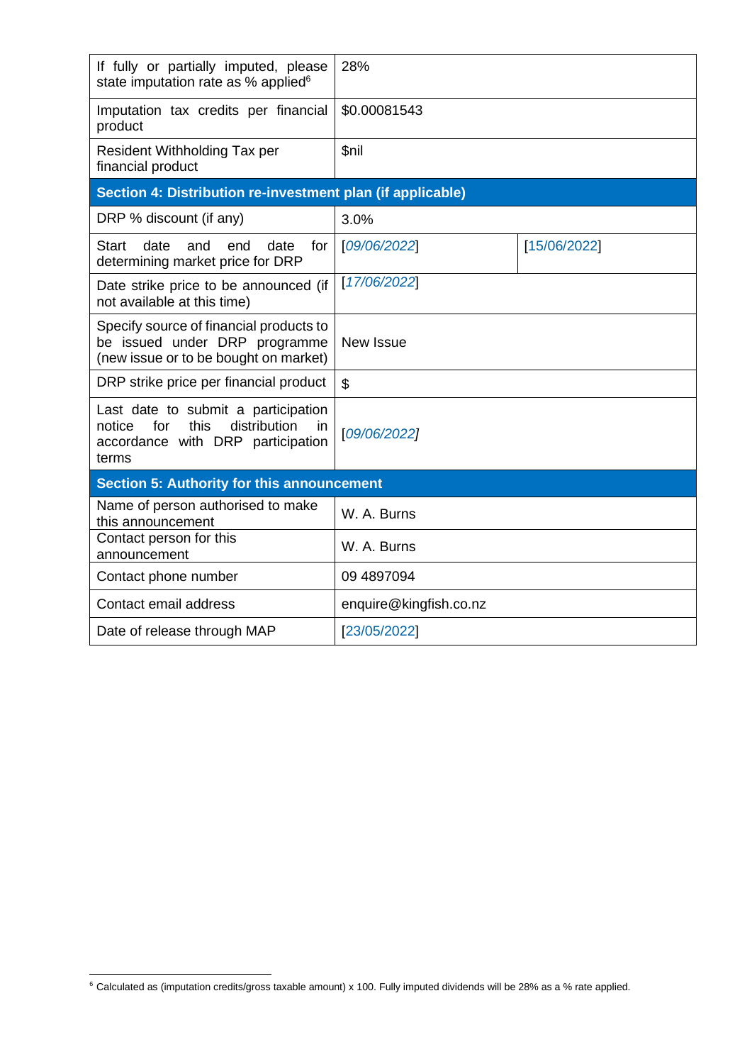| | | |
|---|---|---|
| If fully or partially imputed, please state imputation rate as % applied[6] | 28% | |
| Imputation tax credits per financial product | $0.00081543 | |
| Resident Withholding Tax per financial product | $nil | |
| **Section 4: Distribution re-investment plan (if applicable)** | | |
| DRP % discount (if any) | 3.0% | |
| Start date and end date for determining market price for DRP | [*09/06/2022*] | [15/06/2022] |
| Date strike price to be announced (if not available at this time) | [*17/06/2022*] | |
| Specify source of financial products to be issued under DRP programme (new issue or to be bought on market) | New Issue | |
| DRP strike price per financial product | $ | |
| Last date to submit a participation notice for this distribution in accordance with DRP participation terms | [*09/06/2022]* | |
| **Section 5: Authority for this announcement** | | |
| Name of person authorised to make this announcement | W. A. Burns | |
| Contact person for this announcement | W. A. Burns | |
| Contact phone number | 09 4897094 | |
| Contact email address | enquire@kingfish.co.nz | |
| Date of release through MAP | [23/05/2022] | |

[6] Calculated as (imputation credits/gross taxable amount) x 100. Fully imputed dividends will be 28% as a % rate applied.